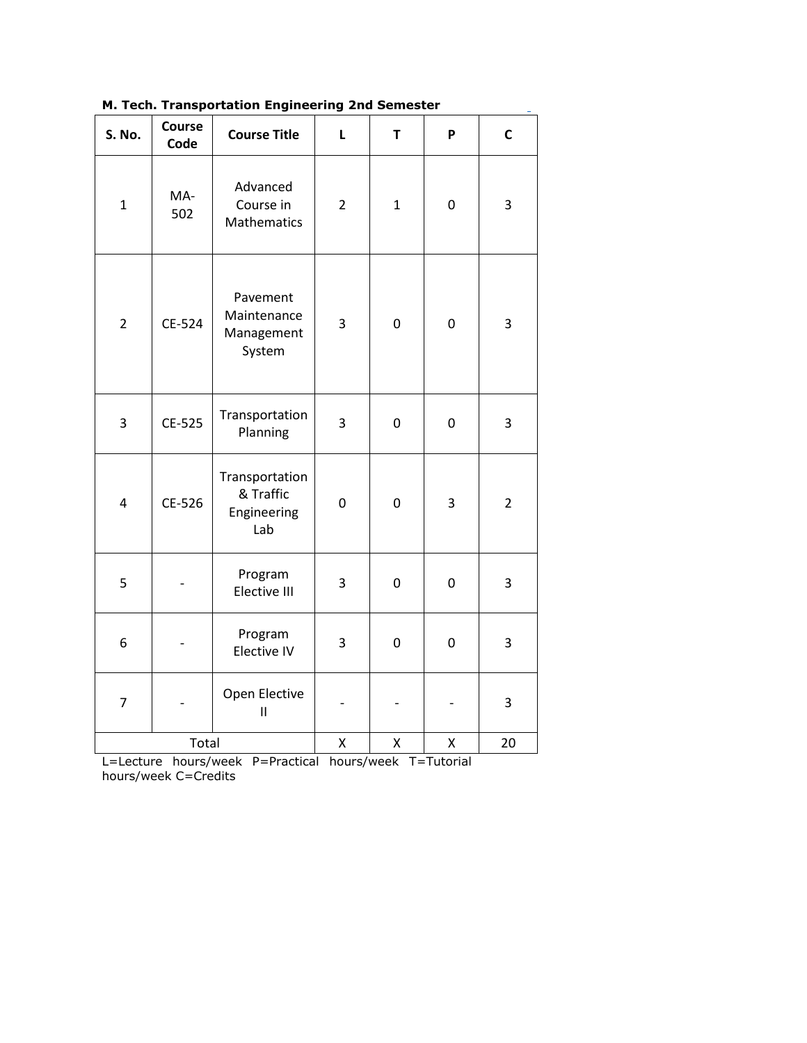**M. Tech. Transportation Engineering 2nd Semester**

| S. No. | Course Code | Course Title | L | T | P | C |
|---|---|---|---|---|---|---|
| 1 | MA-502 | Advanced Course in Mathematics | 2 | 1 | 0 | 3 |
| 2 | CE-524 | Pavement Maintenance Management System | 3 | 0 | 0 | 3 |
| 3 | CE-525 | Transportation Planning | 3 | 0 | 0 | 3 |
| 4 | CE-526 | Transportation & Traffic Engineering Lab | 0 | 0 | 3 | 2 |
| 5 | - | Program Elective III | 3 | 0 | 0 | 3 |
| 6 | - | Program Elective IV | 3 | 0 | 0 | 3 |
| 7 | - | Open Elective II | - | - | - | 3 |
| Total | | | X | X | X | 20 |

L=Lecture hours/week P=Practical hours/week T=Tutorial hours/week C=Credits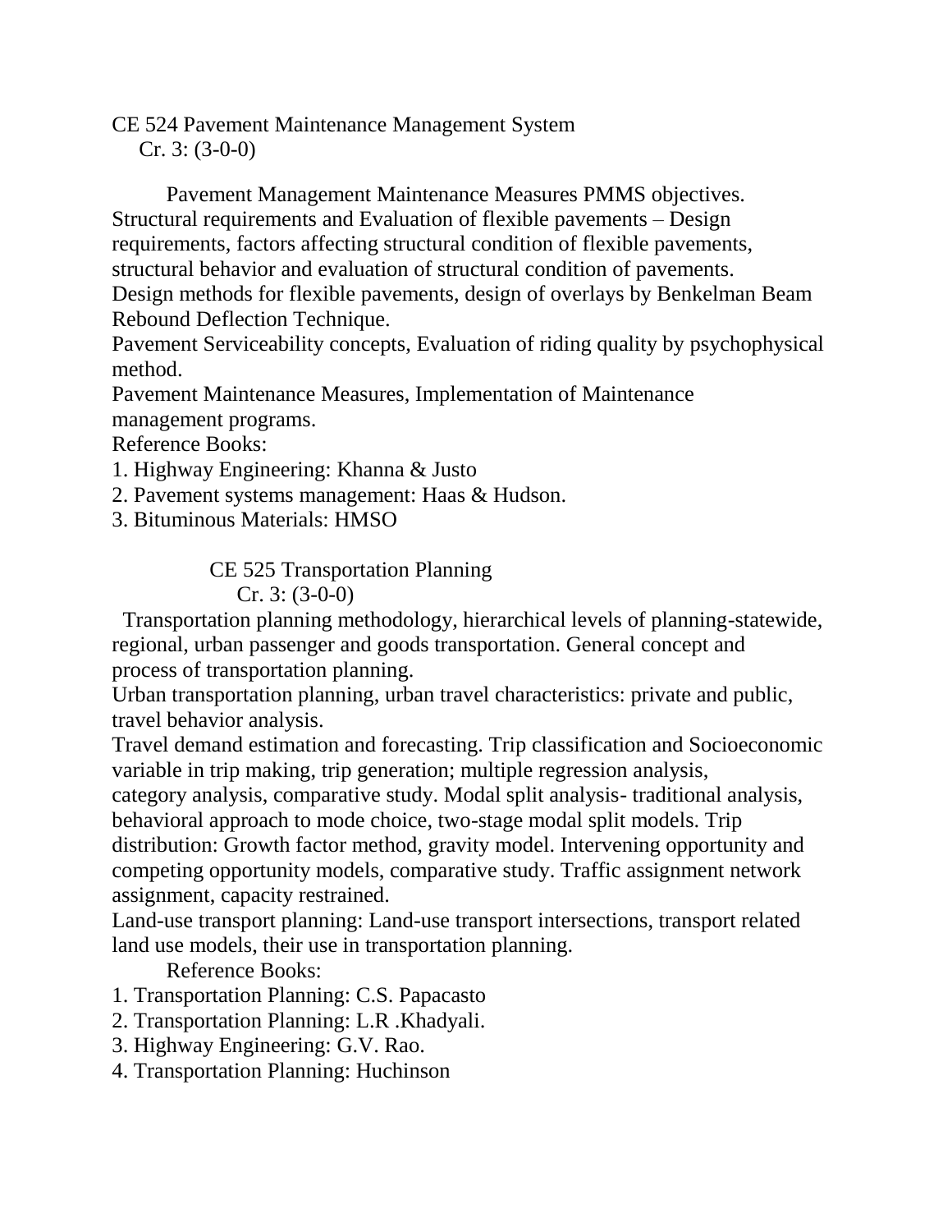## CE 524 Pavement Maintenance Management System

Cr. 3: (3-0-0)

Pavement Management Maintenance Measures PMMS objectives.
Structural requirements and Evaluation of flexible pavements – Design requirements, factors affecting structural condition of flexible pavements, structural behavior and evaluation of structural condition of pavements.
Design methods for flexible pavements, design of overlays by Benkelman Beam Rebound Deflection Technique.
Pavement Serviceability concepts, Evaluation of riding quality by psychophysical method.
Pavement Maintenance Measures, Implementation of Maintenance management programs.

Reference Books:

1. Highway Engineering: Khanna & Justo
2. Pavement systems management: Haas & Hudson.
3. Bituminous Materials: HMSO

## CE 525 Transportation Planning

Cr. 3: (3-0-0)

Transportation planning methodology, hierarchical levels of planning-statewide, regional, urban passenger and goods transportation. General concept and process of transportation planning.
Urban transportation planning, urban travel characteristics: private and public, travel behavior analysis.
Travel demand estimation and forecasting. Trip classification and Socioeconomic variable in trip making, trip generation; multiple regression analysis, category analysis, comparative study. Modal split analysis- traditional analysis, behavioral approach to mode choice, two-stage modal split models. Trip distribution: Growth factor method, gravity model. Intervening opportunity and competing opportunity models, comparative study. Traffic assignment network assignment, capacity restrained.
Land-use transport planning: Land-use transport intersections, transport related land use models, their use in transportation planning.

Reference Books:

1. Transportation Planning: C.S. Papacasto
2. Transportation Planning: L.R .Khadyali.
3. Highway Engineering: G.V. Rao.
4. Transportation Planning: Huchinson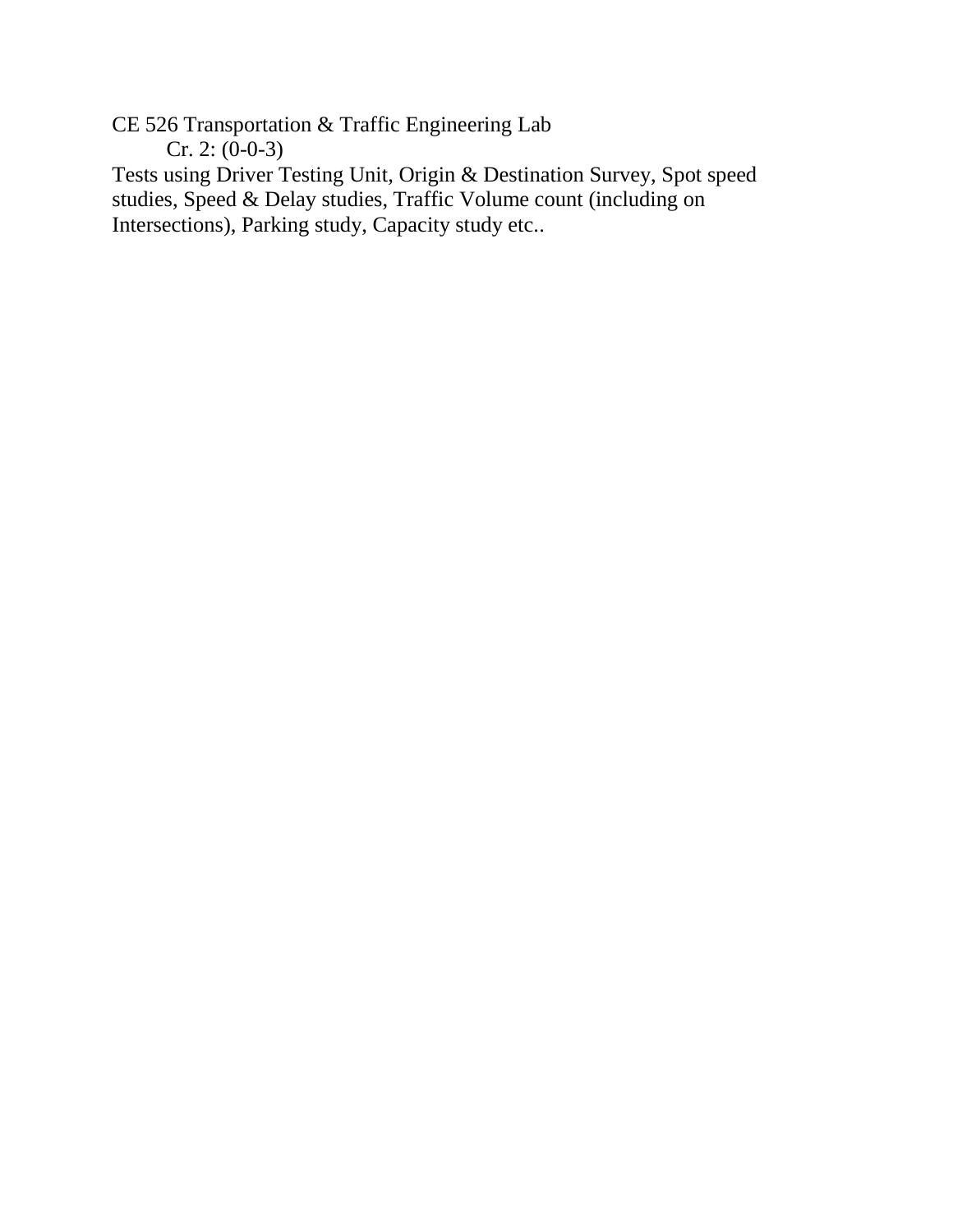CE 526 Transportation & Traffic Engineering Lab

Cr. 2: (0-0-3)

Tests using Driver Testing Unit, Origin & Destination Survey, Spot speed studies, Speed & Delay studies, Traffic Volume count (including on Intersections), Parking study, Capacity study etc..